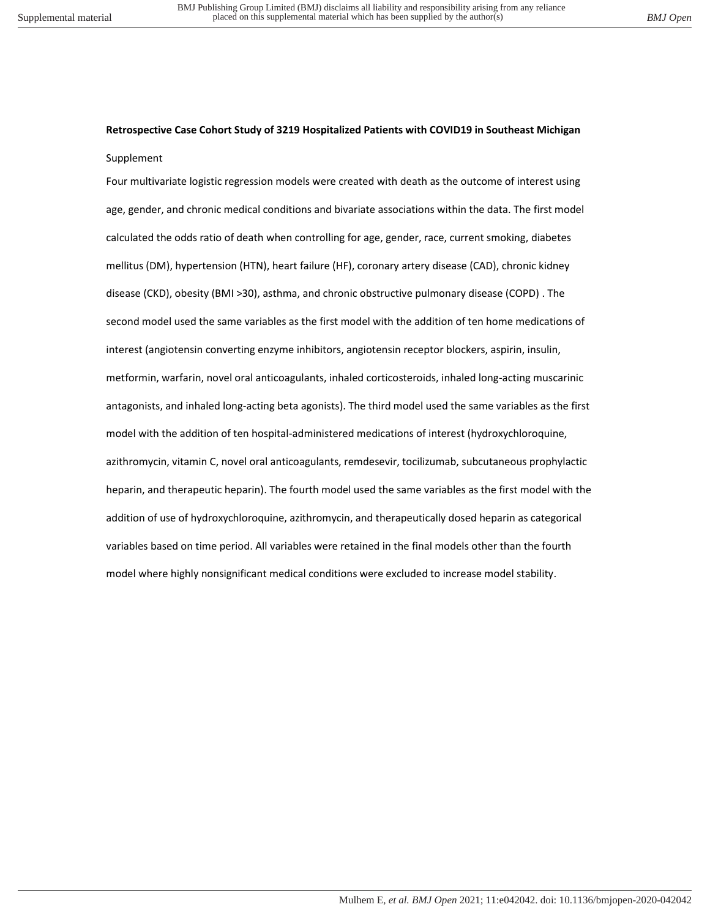**Retrospective Case Cohort Study of 3219 Hospitalized Patients with COVID19 in Southeast Michigan**

Supplement

Four multivariate logistic regression models were created with death as the outcome of interest using age, gender, and chronic medical conditions and bivariate associations within the data. The first model calculated the odds ratio of death when controlling for age, gender, race, current smoking, diabetes mellitus (DM), hypertension (HTN), heart failure (HF), coronary artery disease (CAD), chronic kidney disease (CKD), obesity (BMI >30), asthma, and chronic obstructive pulmonary disease (COPD) . The second model used the same variables as the first model with the addition of ten home medications of interest (angiotensin converting enzyme inhibitors, angiotensin receptor blockers, aspirin, insulin, metformin, warfarin, novel oral anticoagulants, inhaled corticosteroids, inhaled long-acting muscarinic antagonists, and inhaled long-acting beta agonists). The third model used the same variables as the first model with the addition of ten hospital-administered medications of interest (hydroxychloroquine, azithromycin, vitamin C, novel oral anticoagulants, remdesevir, tocilizumab, subcutaneous prophylactic heparin, and therapeutic heparin). The fourth model used the same variables as the first model with the addition of use of hydroxychloroquine, azithromycin, and therapeutically dosed heparin as categorical variables based on time period. All variables were retained in the final models other than the fourth model where highly nonsignificant medical conditions were excluded to increase model stability.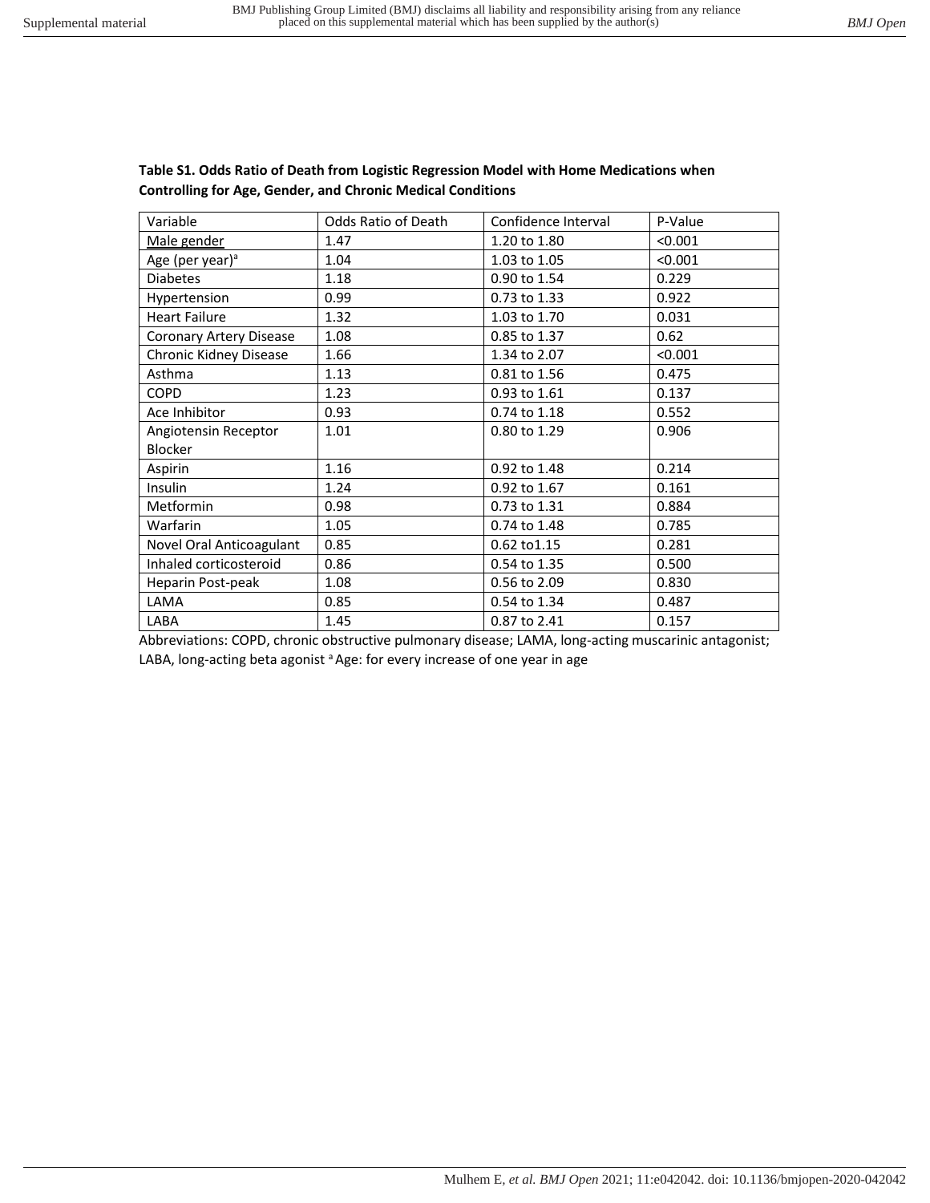**Table S1. Odds Ratio of Death from Logistic Regression Model with Home Medications when Controlling for Age, Gender, and Chronic Medical Conditions**

| Variable | Odds Ratio of Death | Confidence Interval | P-Value |
|---|---|---|---|
| Male gender | 1.47 | 1.20 to 1.80 | <0.001 |
| Age (per year)[a] | 1.04 | 1.03 to 1.05 | <0.001 |
| Diabetes | 1.18 | 0.90 to 1.54 | 0.229 |
| Hypertension | 0.99 | 0.73 to 1.33 | 0.922 |
| Heart Failure | 1.32 | 1.03 to 1.70 | 0.031 |
| Coronary Artery Disease | 1.08 | 0.85 to 1.37 | 0.62 |
| Chronic Kidney Disease | 1.66 | 1.34 to 2.07 | <0.001 |
| Asthma | 1.13 | 0.81 to 1.56 | 0.475 |
| COPD | 1.23 | 0.93 to 1.61 | 0.137 |
| Ace Inhibitor | 0.93 | 0.74 to 1.18 | 0.552 |
| Angiotensin Receptor Blocker | 1.01 | 0.80 to 1.29 | 0.906 |
| Aspirin | 1.16 | 0.92 to 1.48 | 0.214 |
| Insulin | 1.24 | 0.92 to 1.67 | 0.161 |
| Metformin | 0.98 | 0.73 to 1.31 | 0.884 |
| Warfarin | 1.05 | 0.74 to 1.48 | 0.785 |
| Novel Oral Anticoagulant | 0.85 | 0.62 to1.15 | 0.281 |
| Inhaled corticosteroid | 0.86 | 0.54 to 1.35 | 0.500 |
| Heparin Post-peak | 1.08 | 0.56 to 2.09 | 0.830 |
| LAMA | 0.85 | 0.54 to 1.34 | 0.487 |
| LABA | 1.45 | 0.87 to 2.41 | 0.157 |

Abbreviations: COPD, chronic obstructive pulmonary disease; LAMA, long-acting muscarinic antagonist; LABA, long-acting beta agonist [a] Age: for every increase of one year in age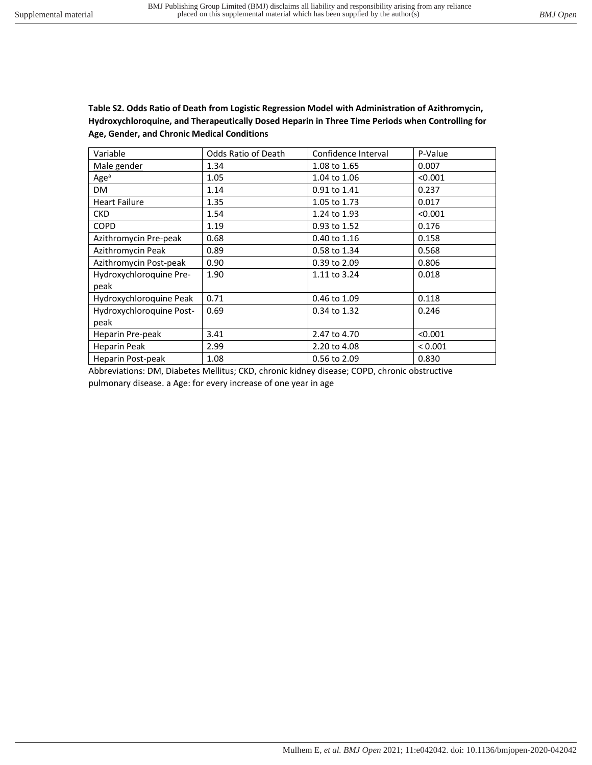**Table S2. Odds Ratio of Death from Logistic Regression Model with Administration of Azithromycin, Hydroxychloroquine, and Therapeutically Dosed Heparin in Three Time Periods when Controlling for Age, Gender, and Chronic Medical Conditions**

| Variable | Odds Ratio of Death | Confidence Interval | P-Value |
|---|---|---|---|
| Male gender | 1.34 | 1.08 to 1.65 | 0.007 |
| Age[a] | 1.05 | 1.04 to 1.06 | <0.001 |
| DM | 1.14 | 0.91 to 1.41 | 0.237 |
| Heart Failure | 1.35 | 1.05 to 1.73 | 0.017 |
| CKD | 1.54 | 1.24 to 1.93 | <0.001 |
| COPD | 1.19 | 0.93 to 1.52 | 0.176 |
| Azithromycin Pre-peak | 0.68 | 0.40 to 1.16 | 0.158 |
| Azithromycin Peak | 0.89 | 0.58 to 1.34 | 0.568 |
| Azithromycin Post-peak | 0.90 | 0.39 to 2.09 | 0.806 |
| Hydroxychloroquine Pre-peak | 1.90 | 1.11 to 3.24 | 0.018 |
| Hydroxychloroquine Peak | 0.71 | 0.46 to 1.09 | 0.118 |
| Hydroxychloroquine Post-peak | 0.69 | 0.34 to 1.32 | 0.246 |
| Heparin Pre-peak | 3.41 | 2.47 to 4.70 | <0.001 |
| Heparin Peak | 2.99 | 2.20 to 4.08 | < 0.001 |
| Heparin Post-peak | 1.08 | 0.56 to 2.09 | 0.830 |

Abbreviations: DM, Diabetes Mellitus; CKD, chronic kidney disease; COPD, chronic obstructive pulmonary disease. a Age: for every increase of one year in age